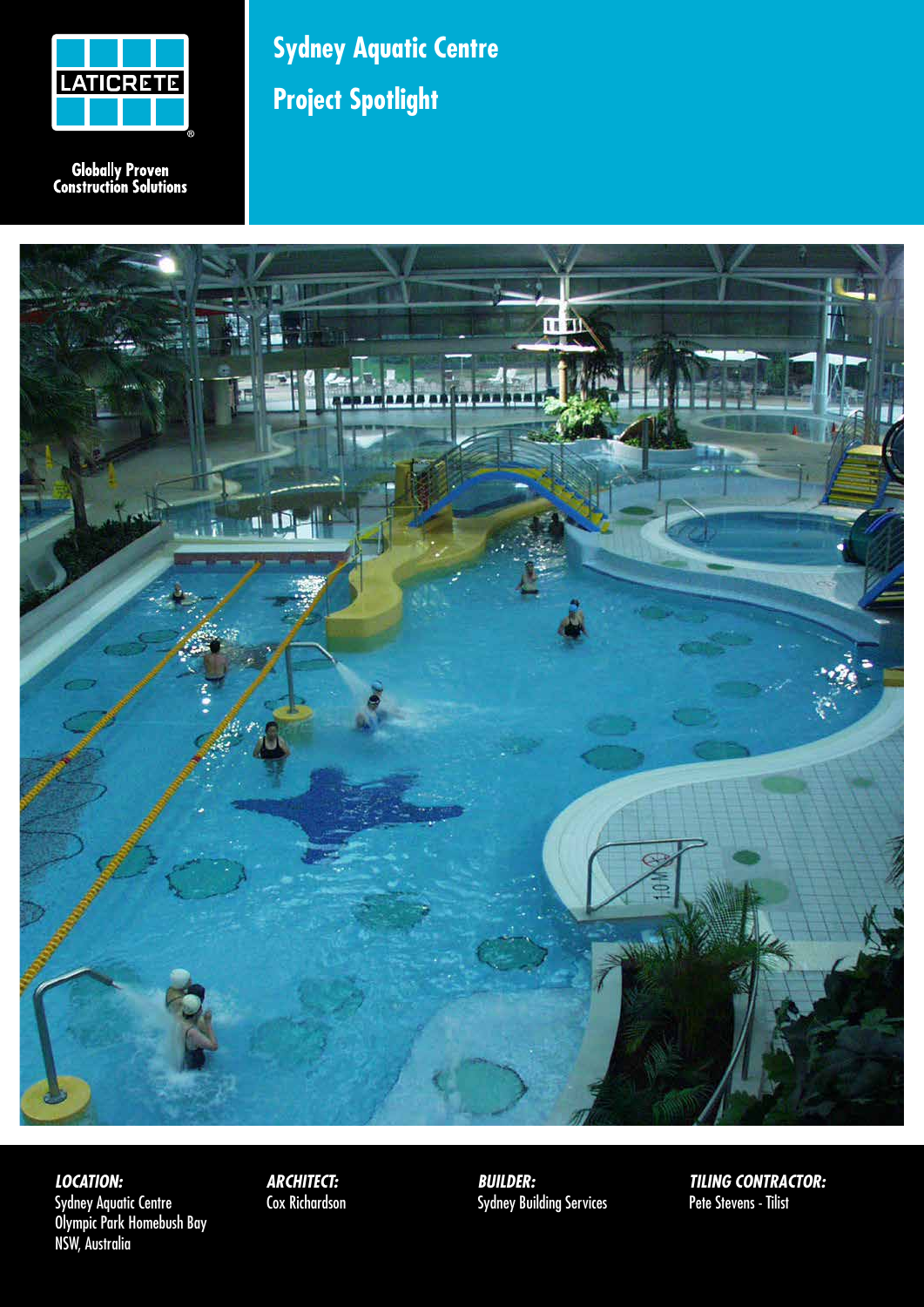LATICRETE

Globally Proven Construction Solutions

# Sydney Aquatic Centre

## Project Spotlight

***LOCATION:***
Sydney Aquatic Centre
Olympic Park Homebush Bay
NSW, Australia

***ARCHITECT:***
Cox Richardson

***BUILDER:***
Sydney Building Services

***TILING CONTRACTOR:***
Pete Stevens - Tilist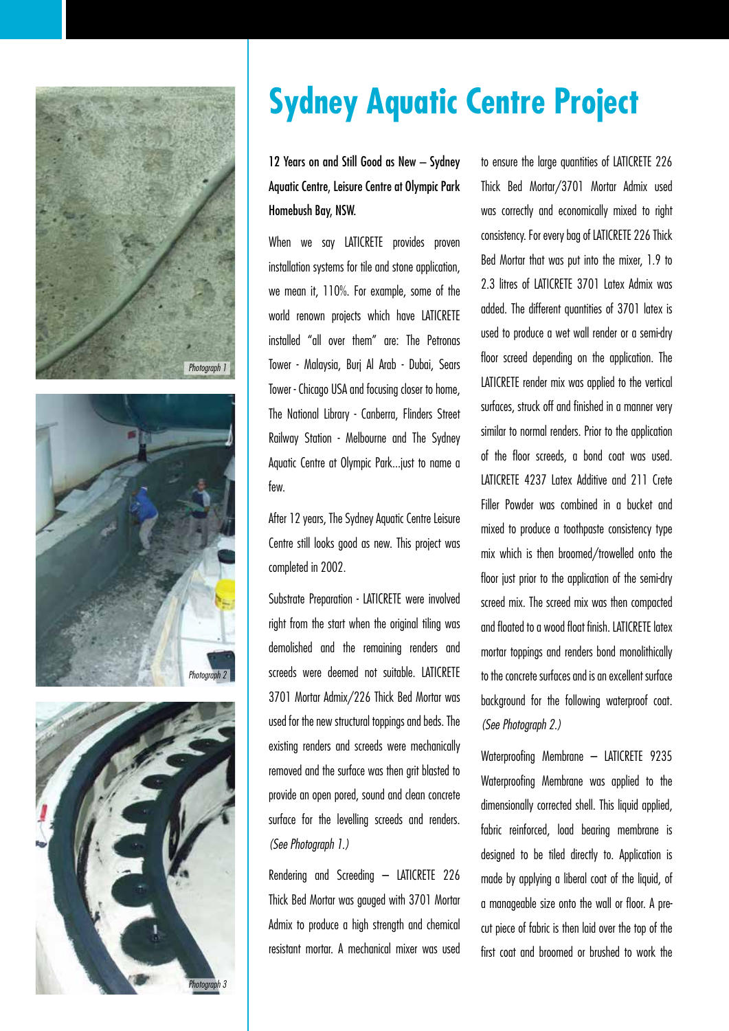# Sydney Aquatic Centre Project

12 Years on and Still Good as New – Sydney Aquatic Centre, Leisure Centre at Olympic Park Homebush Bay, NSW.

When we say LATICRETE provides proven installation systems for tile and stone application, we mean it, 110%. For example, some of the world renown projects which have LATICRETE installed "all over them" are: The Petronas Tower - Malaysia, Burj Al Arab - Dubai, Sears Tower - Chicago USA and focusing closer to home, The National Library - Canberra, Flinders Street Railway Station - Melbourne and The Sydney Aquatic Centre at Olympic Park...just to name a few.

After 12 years, The Sydney Aquatic Centre Leisure Centre still looks good as new. This project was completed in 2002.

Substrate Preparation - LATICRETE were involved right from the start when the original tiling was demolished and the remaining renders and screeds were deemed not suitable. LATICRETE 3701 Mortar Admix/226 Thick Bed Mortar was used for the new structural toppings and beds. The existing renders and screeds were mechanically removed and the surface was then grit blasted to provide an open pored, sound and clean concrete surface for the levelling screeds and renders. *(See Photograph 1.)*

Rendering and Screeding – LATICRETE 226 Thick Bed Mortar was gauged with 3701 Mortar Admix to produce a high strength and chemical resistant mortar. A mechanical mixer was used to ensure the large quantities of LATICRETE 226 Thick Bed Mortar/3701 Mortar Admix used was correctly and economically mixed to right consistency. For every bag of LATICRETE 226 Thick Bed Mortar that was put into the mixer, 1.9 to 2.3 litres of LATICRETE 3701 Latex Admix was added. The different quantities of 3701 latex is used to produce a wet wall render or a semi-dry floor screed depending on the application. The LATICRETE render mix was applied to the vertical surfaces, struck off and finished in a manner very similar to normal renders. Prior to the application of the floor screeds, a bond coat was used. LATICRETE 4237 Latex Additive and 211 Crete Filler Powder was combined in a bucket and mixed to produce a toothpaste consistency type mix which is then broomed/trowelled onto the floor just prior to the application of the semi-dry screed mix. The screed mix was then compacted and floated to a wood float finish. LATICRETE latex mortar toppings and renders bond monolithically to the concrete surfaces and is an excellent surface background for the following waterproof coat. *(See Photograph 2.)*

Waterproofing Membrane – LATICRETE 9235 Waterproofing Membrane was applied to the dimensionally corrected shell. This liquid applied, fabric reinforced, load bearing membrane is designed to be tiled directly to. Application is made by applying a liberal coat of the liquid, of a manageable size onto the wall or floor. A pre-cut piece of fabric is then laid over the top of the first coat and broomed or brushed to work the

*Photograph 1*

*Photograph 2*

*Photograph 3*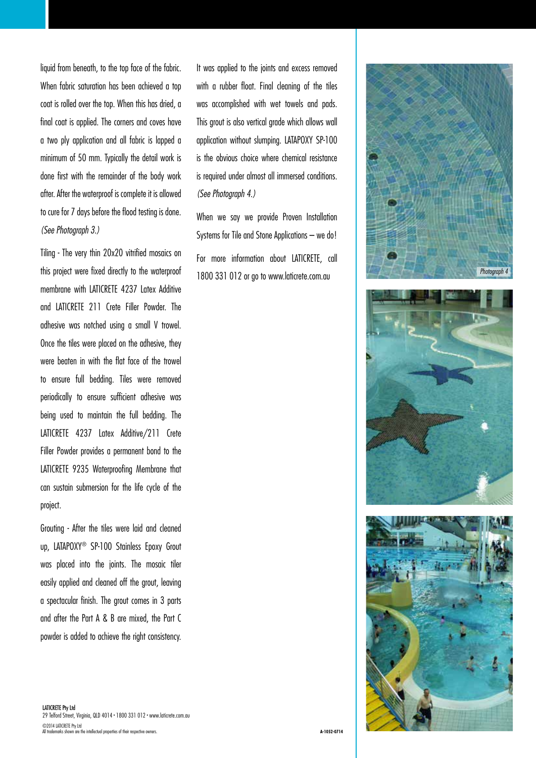liquid from beneath, to the top face of the fabric. When fabric saturation has been achieved a top coat is rolled over the top. When this has dried, a final coat is applied. The corners and coves have a two ply application and all fabric is lapped a minimum of 50 mm. Typically the detail work is done first with the remainder of the body work after. After the waterproof is complete it is allowed to cure for 7 days before the flood testing is done. *(See Photograph 3.)*

Tiling - The very thin 20x20 vitrified mosaics on this project were fixed directly to the waterproof membrane with LATICRETE 4237 Latex Additive and LATICRETE 211 Crete Filler Powder. The adhesive was notched using a small V trowel. Once the tiles were placed on the adhesive, they were beaten in with the flat face of the trowel to ensure full bedding. Tiles were removed periodically to ensure sufficient adhesive was being used to maintain the full bedding. The LATICRETE 4237 Latex Additive/211 Crete Filler Powder provides a permanent bond to the LATICRETE 9235 Waterproofing Membrane that can sustain submersion for the life cycle of the project.

Grouting - After the tiles were laid and cleaned up, LATAPOXY® SP-100 Stainless Epoxy Grout was placed into the joints. The mosaic tiler easily applied and cleaned off the grout, leaving a spectacular finish. The grout comes in 3 parts and after the Part A & B are mixed, the Part C powder is added to achieve the right consistency. It was applied to the joints and excess removed with a rubber float. Final cleaning of the tiles was accomplished with wet towels and pads. This grout is also vertical grade which allows wall application without slumping. LATAPOXY SP-100 is the obvious choice where chemical resistance is required under almost all immersed conditions. *(See Photograph 4.)*

When we say we provide Proven Installation Systems for Tile and Stone Applications – we do!

For more information about LATICRETE, call 1800 331 012 or go to www.laticrete.com.au

Photograph 4

**LATICRETE Pty Ltd**
29 Telford Street, Virginia, QLD 4014 • 1800 331 012 • www.laticrete.com.au
©2014 LATICRETE Pty Ltd
All trademarks shown are the intellectual properties of their respective owners.

A-1052-0714